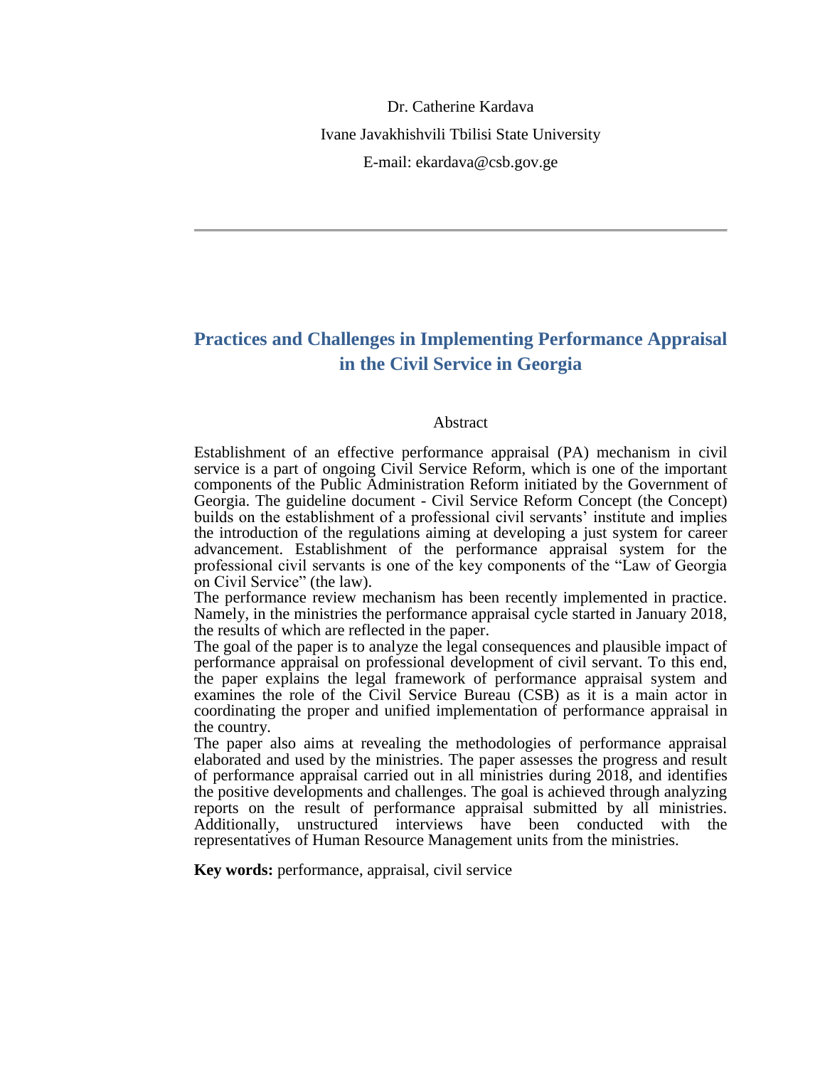Dr. Catherine Kardava

Ivane Javakhishvili Tbilisi State University

E-mail: ekardava@csb.gov.ge

---

# Practices and Challenges in Implementing Performance Appraisal in the Civil Service in Georgia

## Abstract

Establishment of an effective performance appraisal (PA) mechanism in civil service is a part of ongoing Civil Service Reform, which is one of the important components of the Public Administration Reform initiated by the Government of Georgia. The guideline document - Civil Service Reform Concept (the Concept) builds on the establishment of a professional civil servants' institute and implies the introduction of the regulations aiming at developing a just system for career advancement. Establishment of the performance appraisal system for the professional civil servants is one of the key components of the "Law of Georgia on Civil Service" (the law).

The performance review mechanism has been recently implemented in practice. Namely, in the ministries the performance appraisal cycle started in January 2018, the results of which are reflected in the paper.

The goal of the paper is to analyze the legal consequences and plausible impact of performance appraisal on professional development of civil servant. To this end, the paper explains the legal framework of performance appraisal system and examines the role of the Civil Service Bureau (CSB) as it is a main actor in coordinating the proper and unified implementation of performance appraisal in the country.

The paper also aims at revealing the methodologies of performance appraisal elaborated and used by the ministries. The paper assesses the progress and result of performance appraisal carried out in all ministries during 2018, and identifies the positive developments and challenges. The goal is achieved through analyzing reports on the result of performance appraisal submitted by all ministries. Additionally, unstructured interviews have been conducted with the representatives of Human Resource Management units from the ministries.

**Key words:** performance, appraisal, civil service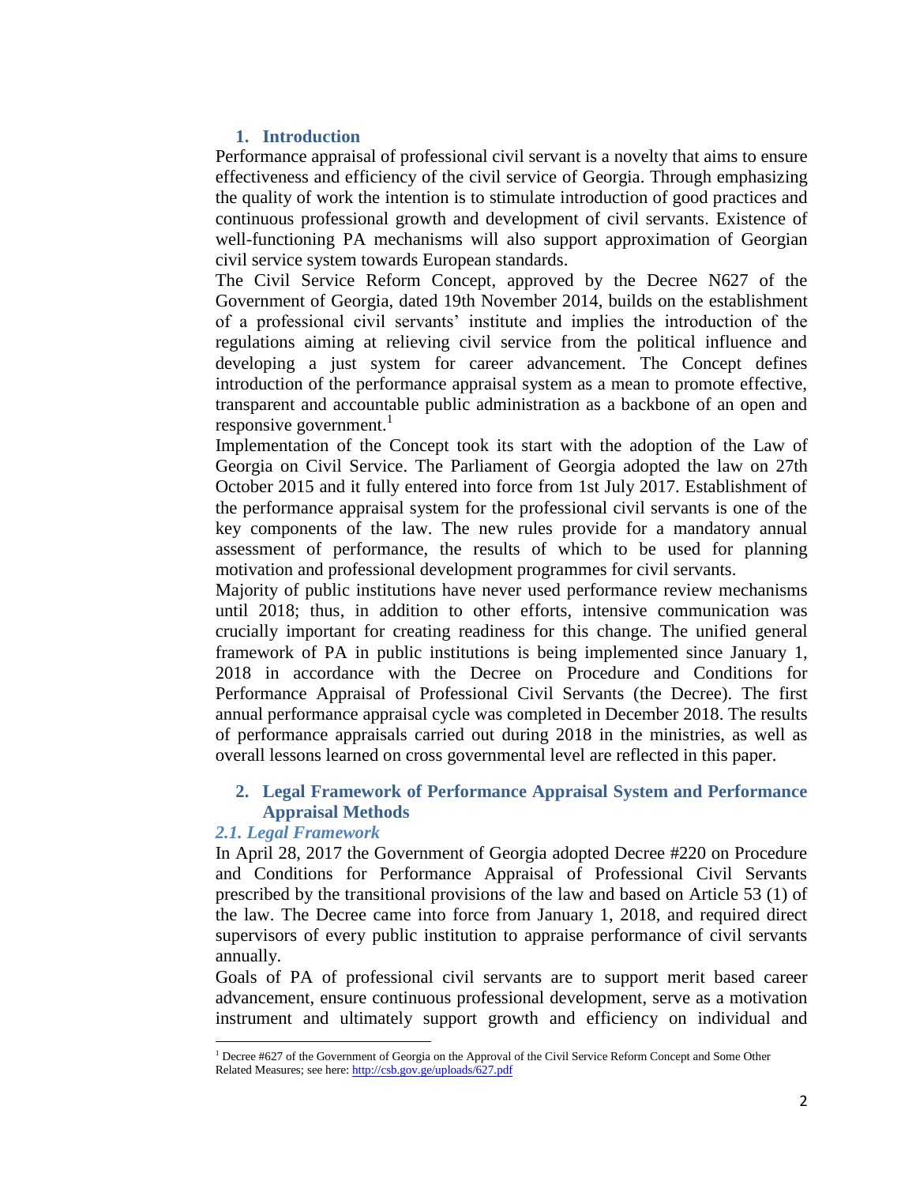## 1. Introduction

Performance appraisal of professional civil servant is a novelty that aims to ensure effectiveness and efficiency of the civil service of Georgia. Through emphasizing the quality of work the intention is to stimulate introduction of good practices and continuous professional growth and development of civil servants. Existence of well-functioning PA mechanisms will also support approximation of Georgian civil service system towards European standards.

The Civil Service Reform Concept, approved by the Decree N627 of the Government of Georgia, dated 19th November 2014, builds on the establishment of a professional civil servants' institute and implies the introduction of the regulations aiming at relieving civil service from the political influence and developing a just system for career advancement. The Concept defines introduction of the performance appraisal system as a mean to promote effective, transparent and accountable public administration as a backbone of an open and responsive government.[1]

Implementation of the Concept took its start with the adoption of the Law of Georgia on Civil Service. The Parliament of Georgia adopted the law on 27th October 2015 and it fully entered into force from 1st July 2017. Establishment of the performance appraisal system for the professional civil servants is one of the key components of the law. The new rules provide for a mandatory annual assessment of performance, the results of which to be used for planning motivation and professional development programmes for civil servants.

Majority of public institutions have never used performance review mechanisms until 2018; thus, in addition to other efforts, intensive communication was crucially important for creating readiness for this change. The unified general framework of PA in public institutions is being implemented since January 1, 2018 in accordance with the Decree on Procedure and Conditions for Performance Appraisal of Professional Civil Servants (the Decree). The first annual performance appraisal cycle was completed in December 2018. The results of performance appraisals carried out during 2018 in the ministries, as well as overall lessons learned on cross governmental level are reflected in this paper.

## 2. Legal Framework of Performance Appraisal System and Performance Appraisal Methods

### *2.1. Legal Framework*

In April 28, 2017 the Government of Georgia adopted Decree #220 on Procedure and Conditions for Performance Appraisal of Professional Civil Servants prescribed by the transitional provisions of the law and based on Article 53 (1) of the law. The Decree came into force from January 1, 2018, and required direct supervisors of every public institution to appraise performance of civil servants annually.

Goals of PA of professional civil servants are to support merit based career advancement, ensure continuous professional development, serve as a motivation instrument and ultimately support growth and efficiency on individual and

---

[1] Decree #627 of the Government of Georgia on the Approval of the Civil Service Reform Concept and Some Other Related Measures; see here: http://csb.gov.ge/uploads/627.pdf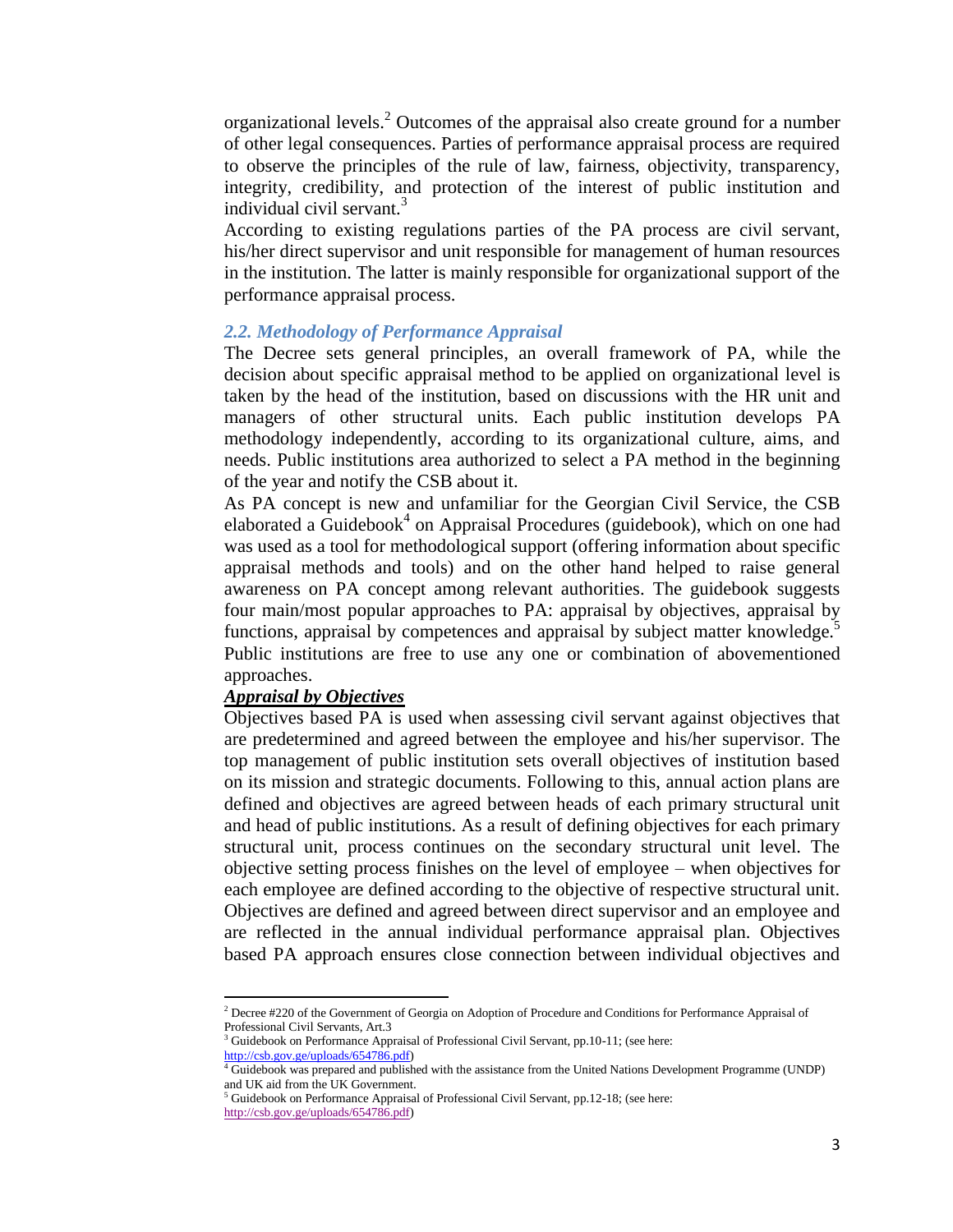organizational levels.[2] Outcomes of the appraisal also create ground for a number of other legal consequences. Parties of performance appraisal process are required to observe the principles of the rule of law, fairness, objectivity, transparency, integrity, credibility, and protection of the interest of public institution and individual civil servant.[3]

According to existing regulations parties of the PA process are civil servant, his/her direct supervisor and unit responsible for management of human resources in the institution. The latter is mainly responsible for organizational support of the performance appraisal process.

### *2.2. Methodology of Performance Appraisal*

The Decree sets general principles, an overall framework of PA, while the decision about specific appraisal method to be applied on organizational level is taken by the head of the institution, based on discussions with the HR unit and managers of other structural units. Each public institution develops PA methodology independently, according to its organizational culture, aims, and needs. Public institutions area authorized to select a PA method in the beginning of the year and notify the CSB about it.

As PA concept is new and unfamiliar for the Georgian Civil Service, the CSB elaborated a Guidebook[4] on Appraisal Procedures (guidebook), which on one had was used as a tool for methodological support (offering information about specific appraisal methods and tools) and on the other hand helped to raise general awareness on PA concept among relevant authorities. The guidebook suggests four main/most popular approaches to PA: appraisal by objectives, appraisal by functions, appraisal by competences and appraisal by subject matter knowledge.[5] Public institutions are free to use any one or combination of abovementioned approaches.

***Appraisal by Objectives***

Objectives based PA is used when assessing civil servant against objectives that are predetermined and agreed between the employee and his/her supervisor. The top management of public institution sets overall objectives of institution based on its mission and strategic documents. Following to this, annual action plans are defined and objectives are agreed between heads of each primary structural unit and head of public institutions. As a result of defining objectives for each primary structural unit, process continues on the secondary structural unit level. The objective setting process finishes on the level of employee – when objectives for each employee are defined according to the objective of respective structural unit. Objectives are defined and agreed between direct supervisor and an employee and are reflected in the annual individual performance appraisal plan. Objectives based PA approach ensures close connection between individual objectives and

---

[2] Decree #220 of the Government of Georgia on Adoption of Procedure and Conditions for Performance Appraisal of Professional Civil Servants, Art.3

[3] Guidebook on Performance Appraisal of Professional Civil Servant, pp.10-11; (see here: http://csb.gov.ge/uploads/654786.pdf)

[4] Guidebook was prepared and published with the assistance from the United Nations Development Programme (UNDP) and UK aid from the UK Government.

[5] Guidebook on Performance Appraisal of Professional Civil Servant, pp.12-18; (see here: http://csb.gov.ge/uploads/654786.pdf)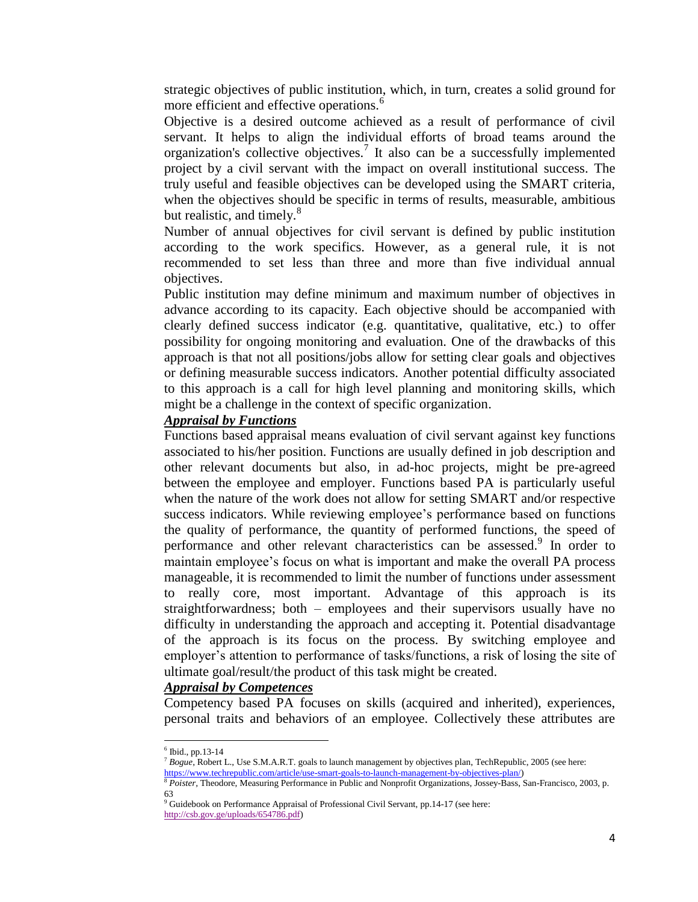strategic objectives of public institution, which, in turn, creates a solid ground for more efficient and effective operations.[6]

Objective is a desired outcome achieved as a result of performance of civil servant. It helps to align the individual efforts of broad teams around the organization's collective objectives.[7] It also can be a successfully implemented project by a civil servant with the impact on overall institutional success. The truly useful and feasible objectives can be developed using the SMART criteria, when the objectives should be specific in terms of results, measurable, ambitious but realistic, and timely.[8]

Number of annual objectives for civil servant is defined by public institution according to the work specifics. However, as a general rule, it is not recommended to set less than three and more than five individual annual objectives.

Public institution may define minimum and maximum number of objectives in advance according to its capacity. Each objective should be accompanied with clearly defined success indicator (e.g. quantitative, qualitative, etc.) to offer possibility for ongoing monitoring and evaluation. One of the drawbacks of this approach is that not all positions/jobs allow for setting clear goals and objectives or defining measurable success indicators. Another potential difficulty associated to this approach is a call for high level planning and monitoring skills, which might be a challenge in the context of specific organization.

***Appraisal by Functions***

Functions based appraisal means evaluation of civil servant against key functions associated to his/her position. Functions are usually defined in job description and other relevant documents but also, in ad-hoc projects, might be pre-agreed between the employee and employer. Functions based PA is particularly useful when the nature of the work does not allow for setting SMART and/or respective success indicators. While reviewing employee's performance based on functions the quality of performance, the quantity of performed functions, the speed of performance and other relevant characteristics can be assessed.[9] In order to maintain employee's focus on what is important and make the overall PA process manageable, it is recommended to limit the number of functions under assessment to really core, most important. Advantage of this approach is its straightforwardness; both – employees and their supervisors usually have no difficulty in understanding the approach and accepting it. Potential disadvantage of the approach is its focus on the process. By switching employee and employer's attention to performance of tasks/functions, a risk of losing the site of ultimate goal/result/the product of this task might be created.

***Appraisal by Competences***

Competency based PA focuses on skills (acquired and inherited), experiences, personal traits and behaviors of an employee. Collectively these attributes are

---

[6] Ibid., pp.13-14

[7] *Bogue*, Robert L., Use S.M.A.R.T. goals to launch management by objectives plan, TechRepublic, 2005 (see here: https://www.techrepublic.com/article/use-smart-goals-to-launch-management-by-objectives-plan/)

[8] *Poister*, Theodore, Measuring Performance in Public and Nonprofit Organizations, Jossey-Bass, San-Francisco, 2003, p. 63

[9] Guidebook on Performance Appraisal of Professional Civil Servant, pp.14-17 (see here: http://csb.gov.ge/uploads/654786.pdf)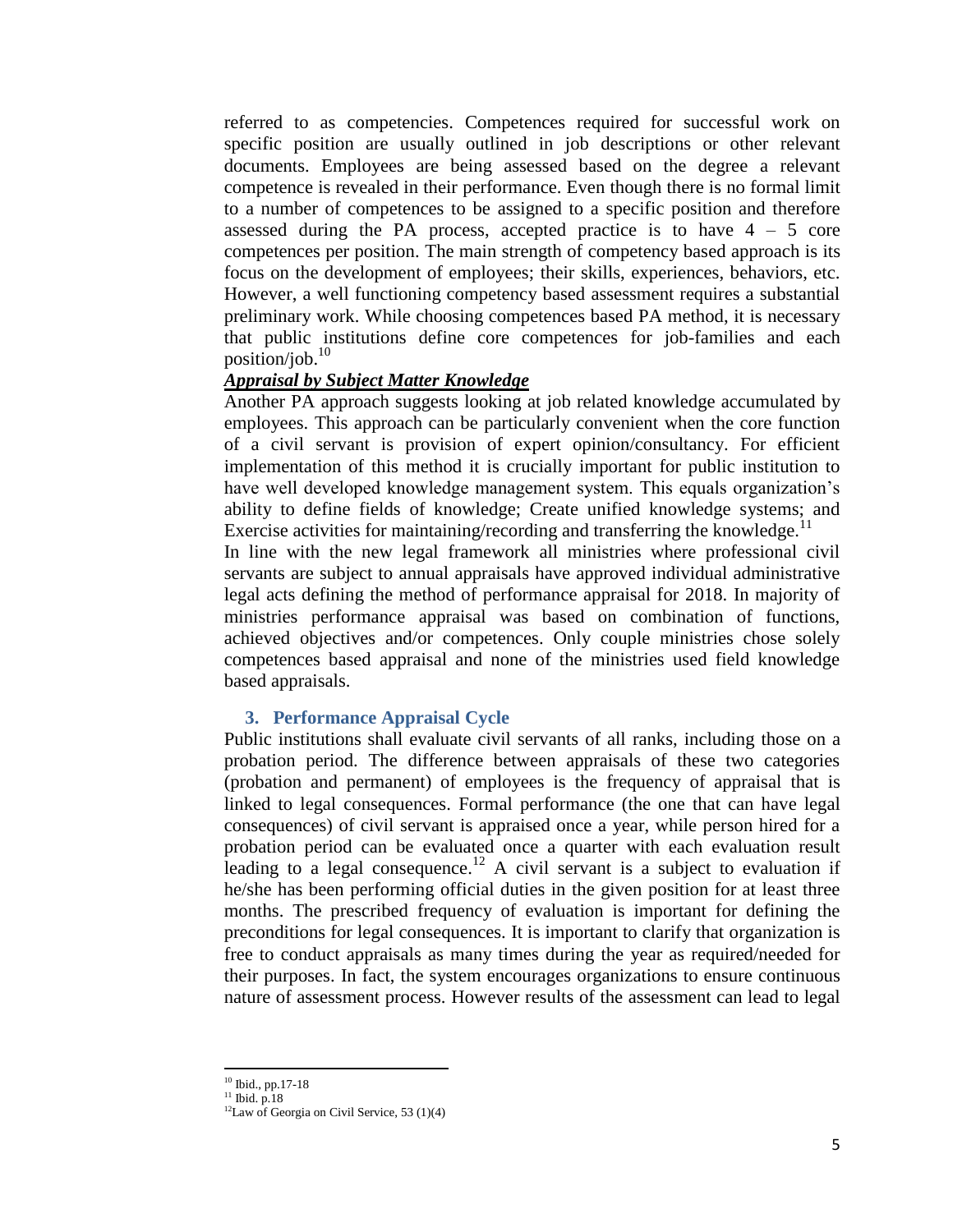referred to as competencies. Competences required for successful work on specific position are usually outlined in job descriptions or other relevant documents. Employees are being assessed based on the degree a relevant competence is revealed in their performance. Even though there is no formal limit to a number of competences to be assigned to a specific position and therefore assessed during the PA process, accepted practice is to have 4 – 5 core competences per position. The main strength of competency based approach is its focus on the development of employees; their skills, experiences, behaviors, etc. However, a well functioning competency based assessment requires a substantial preliminary work. While choosing competences based PA method, it is necessary that public institutions define core competences for job-families and each position/job.[10]

***Appraisal by Subject Matter Knowledge***

Another PA approach suggests looking at job related knowledge accumulated by employees. This approach can be particularly convenient when the core function of a civil servant is provision of expert opinion/consultancy. For efficient implementation of this method it is crucially important for public institution to have well developed knowledge management system. This equals organization's ability to define fields of knowledge; Create unified knowledge systems; and Exercise activities for maintaining/recording and transferring the knowledge.[11]

In line with the new legal framework all ministries where professional civil servants are subject to annual appraisals have approved individual administrative legal acts defining the method of performance appraisal for 2018. In majority of ministries performance appraisal was based on combination of functions, achieved objectives and/or competences. Only couple ministries chose solely competences based appraisal and none of the ministries used field knowledge based appraisals.

## 3. Performance Appraisal Cycle

Public institutions shall evaluate civil servants of all ranks, including those on a probation period. The difference between appraisals of these two categories (probation and permanent) of employees is the frequency of appraisal that is linked to legal consequences. Formal performance (the one that can have legal consequences) of civil servant is appraised once a year, while person hired for a probation period can be evaluated once a quarter with each evaluation result leading to a legal consequence.[12] A civil servant is a subject to evaluation if he/she has been performing official duties in the given position for at least three months. The prescribed frequency of evaluation is important for defining the preconditions for legal consequences. It is important to clarify that organization is free to conduct appraisals as many times during the year as required/needed for their purposes. In fact, the system encourages organizations to ensure continuous nature of assessment process. However results of the assessment can lead to legal

---

[10] Ibid., pp.17-18

[11] Ibid. p.18

[12] Law of Georgia on Civil Service, 53 (1)(4)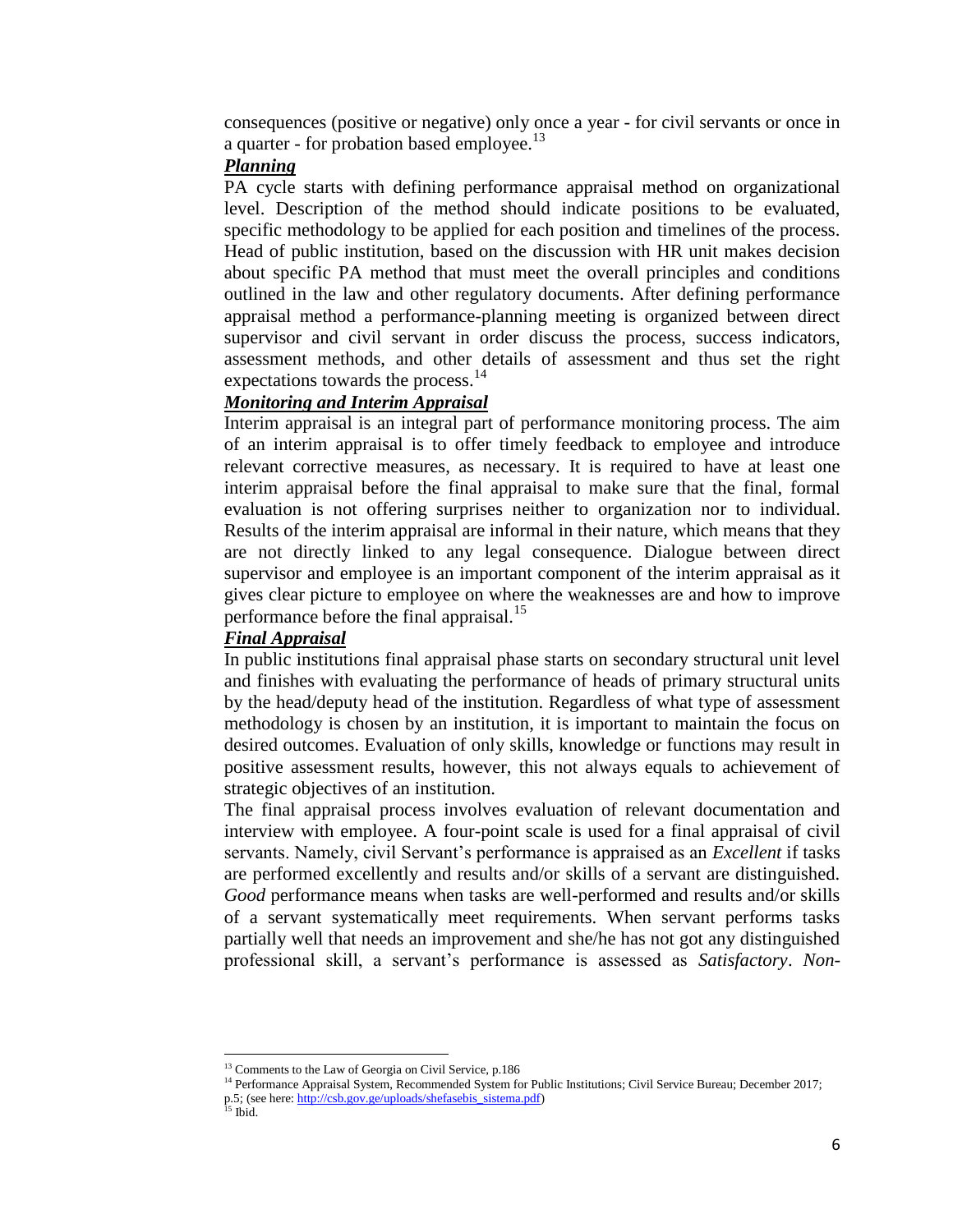consequences (positive or negative) only once a year - for civil servants or once in a quarter - for probation based employee.[13]

***Planning***

PA cycle starts with defining performance appraisal method on organizational level. Description of the method should indicate positions to be evaluated, specific methodology to be applied for each position and timelines of the process. Head of public institution, based on the discussion with HR unit makes decision about specific PA method that must meet the overall principles and conditions outlined in the law and other regulatory documents. After defining performance appraisal method a performance-planning meeting is organized between direct supervisor and civil servant in order discuss the process, success indicators, assessment methods, and other details of assessment and thus set the right expectations towards the process.[14]

***Monitoring and Interim Appraisal***

Interim appraisal is an integral part of performance monitoring process. The aim of an interim appraisal is to offer timely feedback to employee and introduce relevant corrective measures, as necessary. It is required to have at least one interim appraisal before the final appraisal to make sure that the final, formal evaluation is not offering surprises neither to organization nor to individual. Results of the interim appraisal are informal in their nature, which means that they are not directly linked to any legal consequence. Dialogue between direct supervisor and employee is an important component of the interim appraisal as it gives clear picture to employee on where the weaknesses are and how to improve performance before the final appraisal.[15]

***Final Appraisal***

In public institutions final appraisal phase starts on secondary structural unit level and finishes with evaluating the performance of heads of primary structural units by the head/deputy head of the institution. Regardless of what type of assessment methodology is chosen by an institution, it is important to maintain the focus on desired outcomes. Evaluation of only skills, knowledge or functions may result in positive assessment results, however, this not always equals to achievement of strategic objectives of an institution.

The final appraisal process involves evaluation of relevant documentation and interview with employee. A four-point scale is used for a final appraisal of civil servants. Namely, civil Servant's performance is appraised as an *Excellent* if tasks are performed excellently and results and/or skills of a servant are distinguished. *Good* performance means when tasks are well-performed and results and/or skills of a servant systematically meet requirements. When servant performs tasks partially well that needs an improvement and she/he has not got any distinguished professional skill, a servant's performance is assessed as *Satisfactory*. *Non-*

---

[13] Comments to the Law of Georgia on Civil Service, p.186

[14] Performance Appraisal System, Recommended System for Public Institutions; Civil Service Bureau; December 2017; p.5; (see here: http://csb.gov.ge/uploads/shefasebis_sistema.pdf)

[15] Ibid.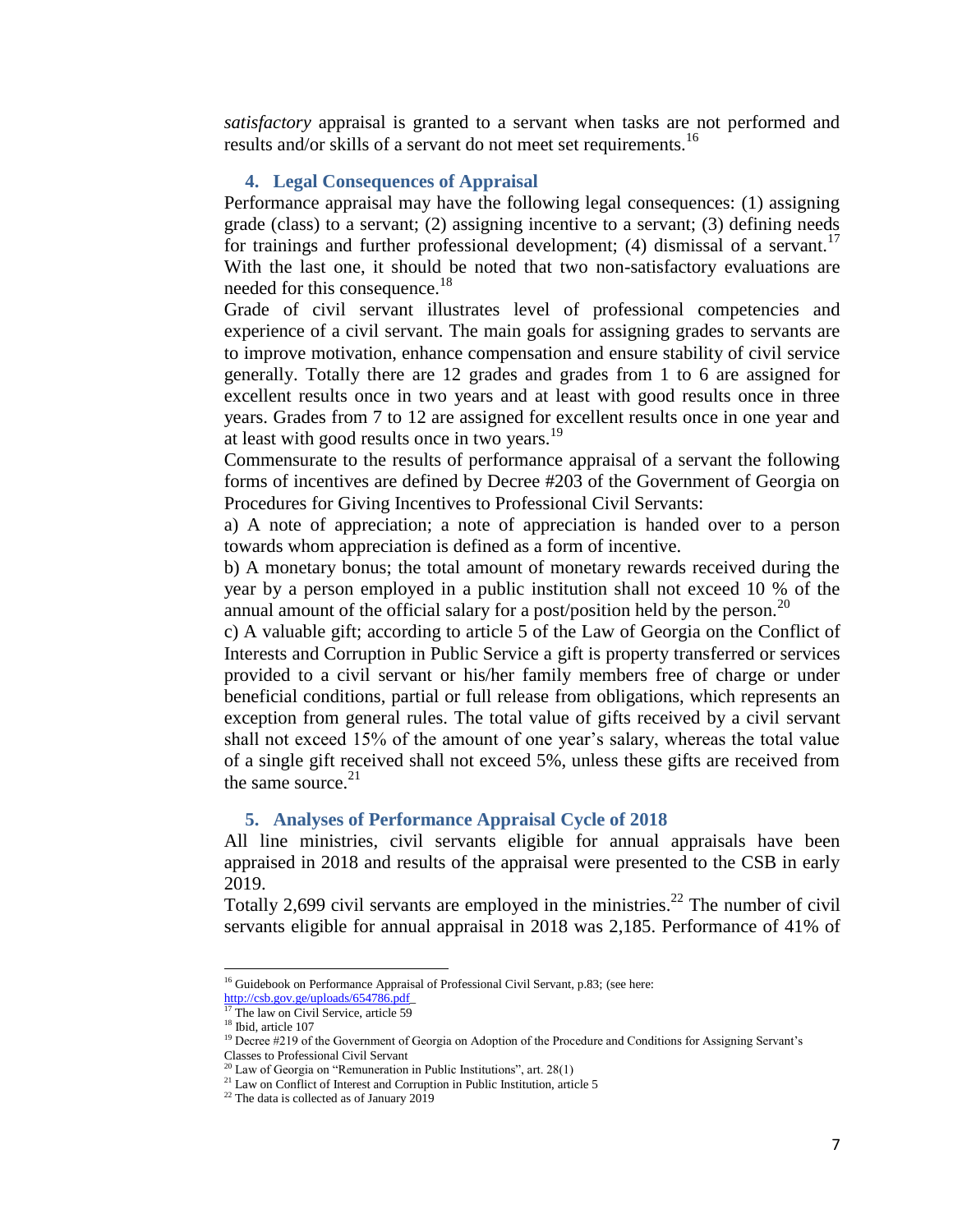*satisfactory* appraisal is granted to a servant when tasks are not performed and results and/or skills of a servant do not meet set requirements.[16]

## 4. Legal Consequences of Appraisal

Performance appraisal may have the following legal consequences: (1) assigning grade (class) to a servant; (2) assigning incentive to a servant; (3) defining needs for trainings and further professional development; (4) dismissal of a servant.[17] With the last one, it should be noted that two non-satisfactory evaluations are needed for this consequence.[18]

Grade of civil servant illustrates level of professional competencies and experience of a civil servant. The main goals for assigning grades to servants are to improve motivation, enhance compensation and ensure stability of civil service generally. Totally there are 12 grades and grades from 1 to 6 are assigned for excellent results once in two years and at least with good results once in three years. Grades from 7 to 12 are assigned for excellent results once in one year and at least with good results once in two years.[19]

Commensurate to the results of performance appraisal of a servant the following forms of incentives are defined by Decree #203 of the Government of Georgia on Procedures for Giving Incentives to Professional Civil Servants:

a) A note of appreciation; a note of appreciation is handed over to a person towards whom appreciation is defined as a form of incentive.

b) A monetary bonus; the total amount of monetary rewards received during the year by a person employed in a public institution shall not exceed 10 % of the annual amount of the official salary for a post/position held by the person.[20]

c) A valuable gift; according to article 5 of the Law of Georgia on the Conflict of Interests and Corruption in Public Service a gift is property transferred or services provided to a civil servant or his/her family members free of charge or under beneficial conditions, partial or full release from obligations, which represents an exception from general rules. The total value of gifts received by a civil servant shall not exceed 15% of the amount of one year's salary, whereas the total value of a single gift received shall not exceed 5%, unless these gifts are received from the same source.[21]

## 5. Analyses of Performance Appraisal Cycle of 2018

All line ministries, civil servants eligible for annual appraisals have been appraised in 2018 and results of the appraisal were presented to the CSB in early 2019.

Totally 2,699 civil servants are employed in the ministries.[22] The number of civil servants eligible for annual appraisal in 2018 was 2,185. Performance of 41% of

---

[16] Guidebook on Performance Appraisal of Professional Civil Servant, p.83; (see here: http://csb.gov.ge/uploads/654786.pdf

[17] The law on Civil Service, article 59

[18] Ibid, article 107

[19] Decree #219 of the Government of Georgia on Adoption of the Procedure and Conditions for Assigning Servant's Classes to Professional Civil Servant

[20] Law of Georgia on "Remuneration in Public Institutions", art. 28(1)

[21] Law on Conflict of Interest and Corruption in Public Institution, article 5

[22] The data is collected as of January 2019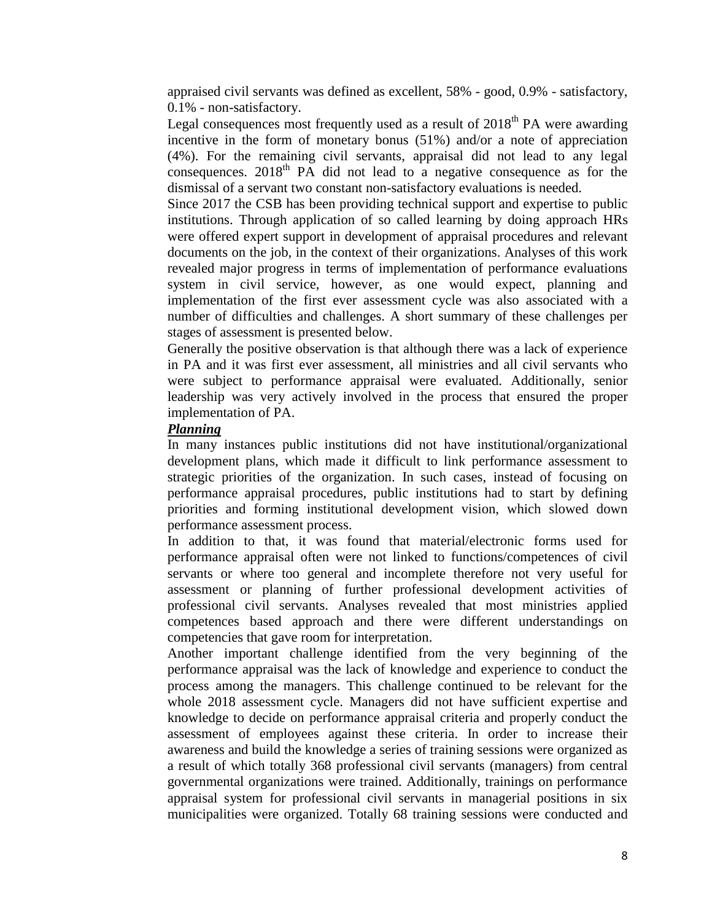appraised civil servants was defined as excellent, 58% - good, 0.9% - satisfactory, 0.1% - non-satisfactory.

Legal consequences most frequently used as a result of 2018[th] PA were awarding incentive in the form of monetary bonus (51%) and/or a note of appreciation (4%). For the remaining civil servants, appraisal did not lead to any legal consequences. 2018[th] PA did not lead to a negative consequence as for the dismissal of a servant two constant non-satisfactory evaluations is needed.

Since 2017 the CSB has been providing technical support and expertise to public institutions. Through application of so called learning by doing approach HRs were offered expert support in development of appraisal procedures and relevant documents on the job, in the context of their organizations. Analyses of this work revealed major progress in terms of implementation of performance evaluations system in civil service, however, as one would expect, planning and implementation of the first ever assessment cycle was also associated with a number of difficulties and challenges. A short summary of these challenges per stages of assessment is presented below.

Generally the positive observation is that although there was a lack of experience in PA and it was first ever assessment, all ministries and all civil servants who were subject to performance appraisal were evaluated. Additionally, senior leadership was very actively involved in the process that ensured the proper implementation of PA.

***Planning***

In many instances public institutions did not have institutional/organizational development plans, which made it difficult to link performance assessment to strategic priorities of the organization. In such cases, instead of focusing on performance appraisal procedures, public institutions had to start by defining priorities and forming institutional development vision, which slowed down performance assessment process.

In addition to that, it was found that material/electronic forms used for performance appraisal often were not linked to functions/competences of civil servants or where too general and incomplete therefore not very useful for assessment or planning of further professional development activities of professional civil servants. Analyses revealed that most ministries applied competences based approach and there were different understandings on competencies that gave room for interpretation.

Another important challenge identified from the very beginning of the performance appraisal was the lack of knowledge and experience to conduct the process among the managers. This challenge continued to be relevant for the whole 2018 assessment cycle. Managers did not have sufficient expertise and knowledge to decide on performance appraisal criteria and properly conduct the assessment of employees against these criteria. In order to increase their awareness and build the knowledge a series of training sessions were organized as a result of which totally 368 professional civil servants (managers) from central governmental organizations were trained. Additionally, trainings on performance appraisal system for professional civil servants in managerial positions in six municipalities were organized. Totally 68 training sessions were conducted and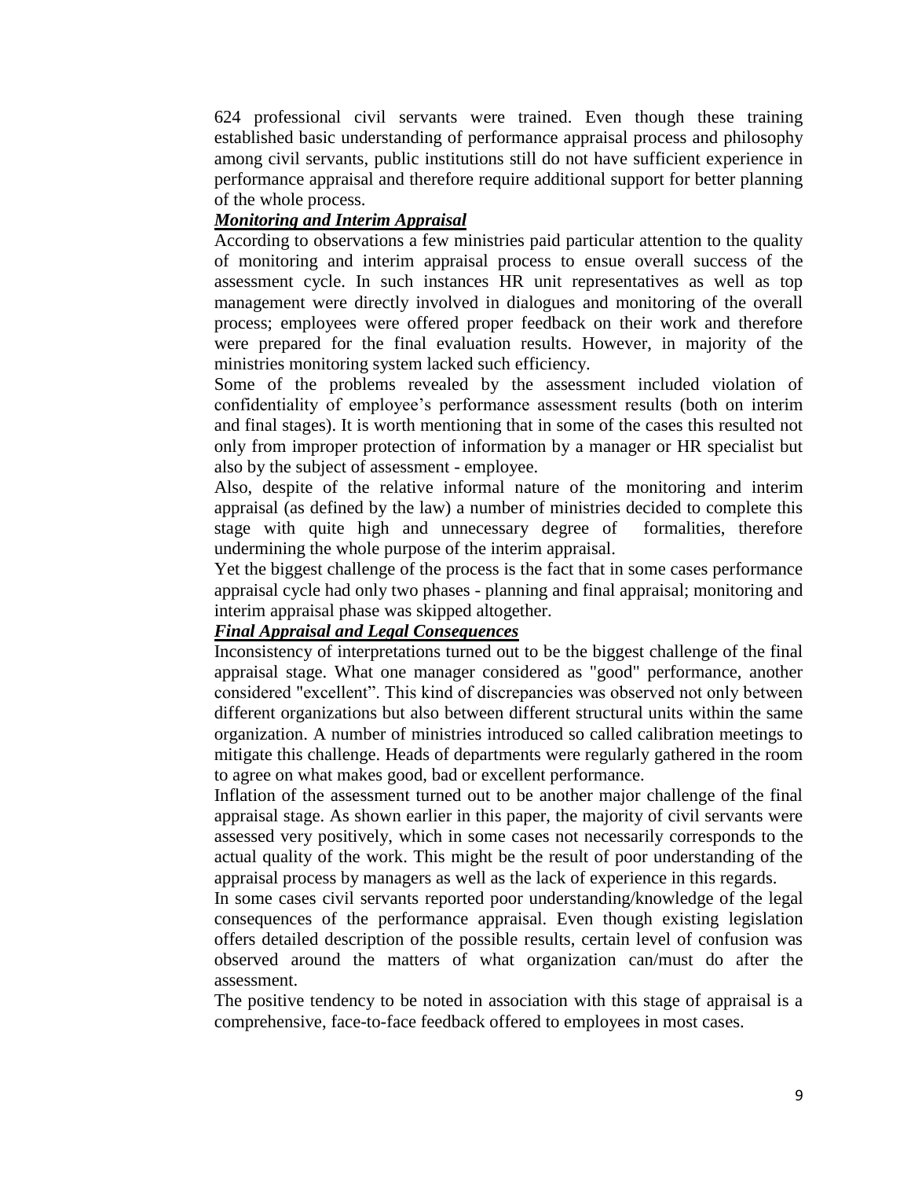624 professional civil servants were trained. Even though these training established basic understanding of performance appraisal process and philosophy among civil servants, public institutions still do not have sufficient experience in performance appraisal and therefore require additional support for better planning of the whole process.

***Monitoring and Interim Appraisal***

According to observations a few ministries paid particular attention to the quality of monitoring and interim appraisal process to ensue overall success of the assessment cycle. In such instances HR unit representatives as well as top management were directly involved in dialogues and monitoring of the overall process; employees were offered proper feedback on their work and therefore were prepared for the final evaluation results. However, in majority of the ministries monitoring system lacked such efficiency.

Some of the problems revealed by the assessment included violation of confidentiality of employee's performance assessment results (both on interim and final stages). It is worth mentioning that in some of the cases this resulted not only from improper protection of information by a manager or HR specialist but also by the subject of assessment - employee.

Also, despite of the relative informal nature of the monitoring and interim appraisal (as defined by the law) a number of ministries decided to complete this stage with quite high and unnecessary degree of formalities, therefore undermining the whole purpose of the interim appraisal.

Yet the biggest challenge of the process is the fact that in some cases performance appraisal cycle had only two phases - planning and final appraisal; monitoring and interim appraisal phase was skipped altogether.

***Final Appraisal and Legal Consequences***

Inconsistency of interpretations turned out to be the biggest challenge of the final appraisal stage. What one manager considered as "good" performance, another considered "excellent". This kind of discrepancies was observed not only between different organizations but also between different structural units within the same organization. A number of ministries introduced so called calibration meetings to mitigate this challenge. Heads of departments were regularly gathered in the room to agree on what makes good, bad or excellent performance.

Inflation of the assessment turned out to be another major challenge of the final appraisal stage. As shown earlier in this paper, the majority of civil servants were assessed very positively, which in some cases not necessarily corresponds to the actual quality of the work. This might be the result of poor understanding of the appraisal process by managers as well as the lack of experience in this regards.

In some cases civil servants reported poor understanding/knowledge of the legal consequences of the performance appraisal. Even though existing legislation offers detailed description of the possible results, certain level of confusion was observed around the matters of what organization can/must do after the assessment.

The positive tendency to be noted in association with this stage of appraisal is a comprehensive, face-to-face feedback offered to employees in most cases.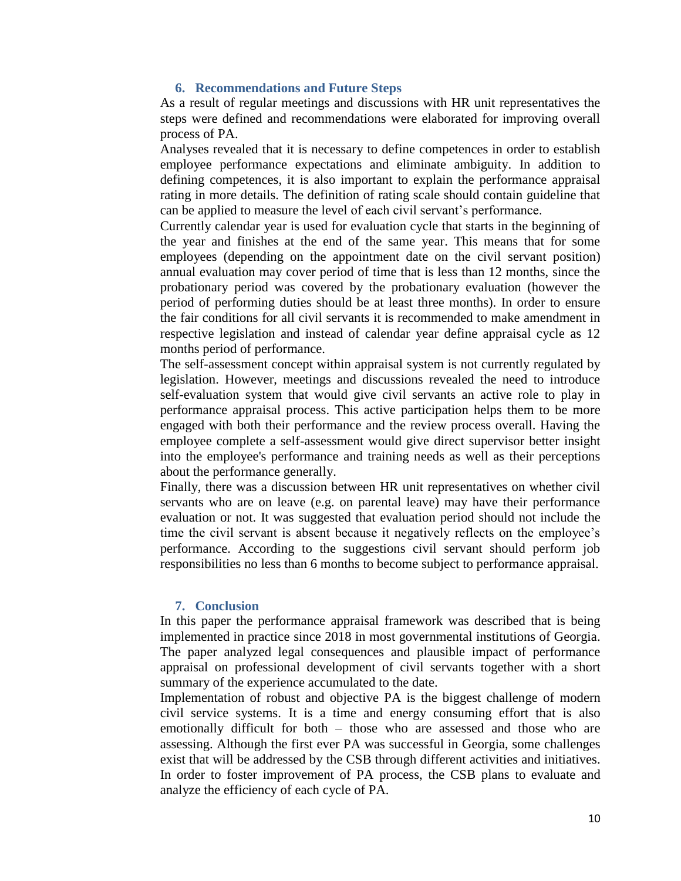## 6. Recommendations and Future Steps

As a result of regular meetings and discussions with HR unit representatives the steps were defined and recommendations were elaborated for improving overall process of PA.

Analyses revealed that it is necessary to define competences in order to establish employee performance expectations and eliminate ambiguity. In addition to defining competences, it is also important to explain the performance appraisal rating in more details. The definition of rating scale should contain guideline that can be applied to measure the level of each civil servant's performance.

Currently calendar year is used for evaluation cycle that starts in the beginning of the year and finishes at the end of the same year. This means that for some employees (depending on the appointment date on the civil servant position) annual evaluation may cover period of time that is less than 12 months, since the probationary period was covered by the probationary evaluation (however the period of performing duties should be at least three months). In order to ensure the fair conditions for all civil servants it is recommended to make amendment in respective legislation and instead of calendar year define appraisal cycle as 12 months period of performance.

The self-assessment concept within appraisal system is not currently regulated by legislation. However, meetings and discussions revealed the need to introduce self-evaluation system that would give civil servants an active role to play in performance appraisal process. This active participation helps them to be more engaged with both their performance and the review process overall. Having the employee complete a self-assessment would give direct supervisor better insight into the employee's performance and training needs as well as their perceptions about the performance generally.

Finally, there was a discussion between HR unit representatives on whether civil servants who are on leave (e.g. on parental leave) may have their performance evaluation or not. It was suggested that evaluation period should not include the time the civil servant is absent because it negatively reflects on the employee's performance. According to the suggestions civil servant should perform job responsibilities no less than 6 months to become subject to performance appraisal.

## 7. Conclusion

In this paper the performance appraisal framework was described that is being implemented in practice since 2018 in most governmental institutions of Georgia. The paper analyzed legal consequences and plausible impact of performance appraisal on professional development of civil servants together with a short summary of the experience accumulated to the date.

Implementation of robust and objective PA is the biggest challenge of modern civil service systems. It is a time and energy consuming effort that is also emotionally difficult for both – those who are assessed and those who are assessing. Although the first ever PA was successful in Georgia, some challenges exist that will be addressed by the CSB through different activities and initiatives. In order to foster improvement of PA process, the CSB plans to evaluate and analyze the efficiency of each cycle of PA.